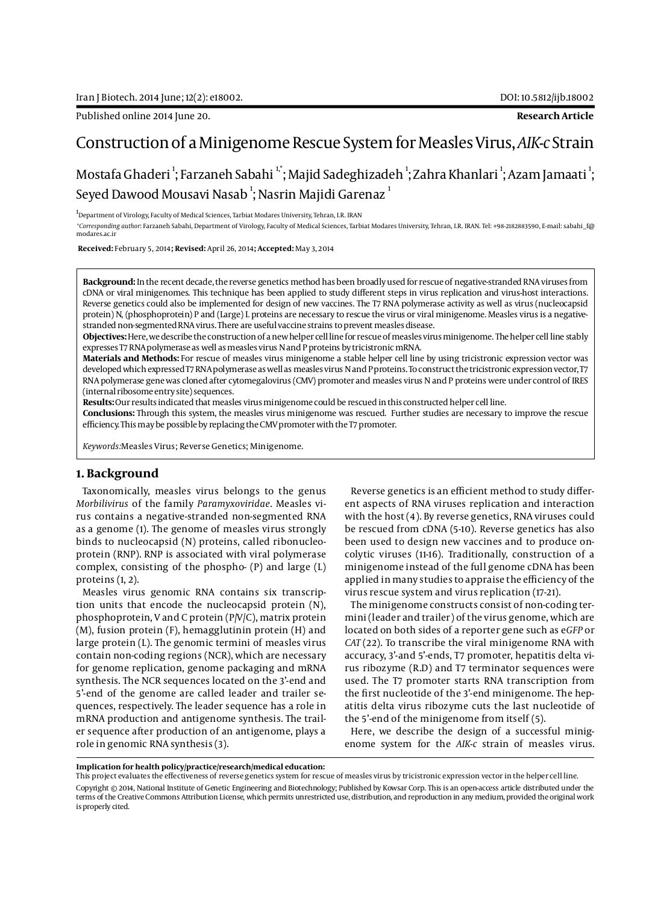Published online 2014 June 20.

**Research Article**

# Construction of a Minigenome Rescue System for Measles Virus, *AIK-c* Strain

Mostafa Ghaderi [1]; Farzaneh Sabahi [1,*]; Majid Sadeghizadeh [1]; Zahra Khanlari [1]; Azam Jamaati [1]; Seyed Dawood Mousavi Nasab [1]; Nasrin Majidi Garenaz [1]

[1]Department of Virology, Faculty of Medical Sciences, Tarbiat Modares University, Tehran, I.R. IRAN

*Corresponding author: Farzaneh Sabahi, Department of Virology, Faculty of Medical Sciences, Tarbiat Modares University, Tehran, I.R. IRAN. Tel: +98-2182883590, E-mail: sabahi_f@modares.ac.ir

**Received:** February 5, 2014; **Revised:** April 26, 2014; **Accepted:** May 3, 2014

**Background:** In the recent decade, the reverse genetics method has been broadly used for rescue of negative-stranded RNA viruses from cDNA or viral minigenomes. This technique has been applied to study different steps in virus replication and virus-host interactions. Reverse genetics could also be implemented for design of new vaccines. The T7 RNA polymerase activity as well as virus (nucleocapsid protein) N, (phosphoprotein) P and (Large) L proteins are necessary to rescue the virus or viral minigenome. Measles virus is a negative-stranded non-segmented RNA virus. There are useful vaccine strains to prevent measles disease.

**Objectives:** Here, we describe the construction of a new helper cell line for rescue of measles virus minigenome. The helper cell line stably expresses T7 RNA polymerase as well as measles virus N and P proteins by tricistronic mRNA.

**Materials and Methods:** For rescue of measles virus minigenome a stable helper cell line by using tricistronic expression vector was developed which expressed T7 RNA polymerase as well as measles virus N and P proteins. To construct the tricistronic expression vector, T7 RNA polymerase gene was cloned after cytomegalovirus (CMV) promoter and measles virus N and P proteins were under control of IRES (internal ribosome entry site) sequences.

**Results:** Our results indicated that measles virus minigenome could be rescued in this constructed helper cell line.

**Conclusions:** Through this system, the measles virus minigenome was rescued. Further studies are necessary to improve the rescue efficiency. This may be possible by replacing the CMV promoter with the T7 promoter.

*Keywords:* Measles Virus; Reverse Genetics; Minigenome.

## 1. Background

Taxonomically, measles virus belongs to the genus *Morbilivirus* of the family *Paramyxoviridae*. Measles virus contains a negative-stranded non-segmented RNA as a genome (1). The genome of measles virus strongly binds to nucleocapsid (N) proteins, called ribonucleoprotein (RNP). RNP is associated with viral polymerase complex, consisting of the phospho- (P) and large (L) proteins (1, 2).

Measles virus genomic RNA contains six transcription units that encode the nucleocapsid protein (N), phosphoprotein, V and C protein (P/V/C), matrix protein (M), fusion protein (F), hemagglutinin protein (H) and large protein (L). The genomic termini of measles virus contain non-coding regions (NCR), which are necessary for genome replication, genome packaging and mRNA synthesis. The NCR sequences located on the 3'-end and 5'-end of the genome are called leader and trailer sequences, respectively. The leader sequence has a role in mRNA production and antigenome synthesis. The trailer sequence after production of an antigenome, plays a role in genomic RNA synthesis (3).

Reverse genetics is an efficient method to study different aspects of RNA viruses replication and interaction with the host (4). By reverse genetics, RNA viruses could be rescued from cDNA (5-10). Reverse genetics has also been used to design new vaccines and to produce oncolytic viruses (11-16). Traditionally, construction of a minigenome instead of the full genome cDNA has been applied in many studies to appraise the efficiency of the virus rescue system and virus replication (17-21).

The minigenome constructs consist of non-coding termini (leader and trailer) of the virus genome, which are located on both sides of a reporter gene such as e*GFP* or *CAT* (22). To transcribe the viral minigenome RNA with accuracy, 3'-and 5'-ends, T7 promoter, hepatitis delta virus ribozyme (R.D) and T7 terminator sequences were used. The T7 promoter starts RNA transcription from the first nucleotide of the 3'-end minigenome. The hepatitis delta virus ribozyme cuts the last nucleotide of the 5'-end of the minigenome from itself (5).

Here, we describe the design of a successful minigenome system for the *AIK-c* strain of measles virus.

**Implication for health policy/practice/research/medical education:**
This project evaluates the effectiveness of reverse genetics system for rescue of measles virus by tricistronic expression vector in the helper cell line.

Copyright © 2014, National Institute of Genetic Engineering and Biotechnology; Published by Kowsar Corp. This is an open-access article distributed under the terms of the Creative Commons Attribution License, which permits unrestricted use, distribution, and reproduction in any medium, provided the original work is properly cited.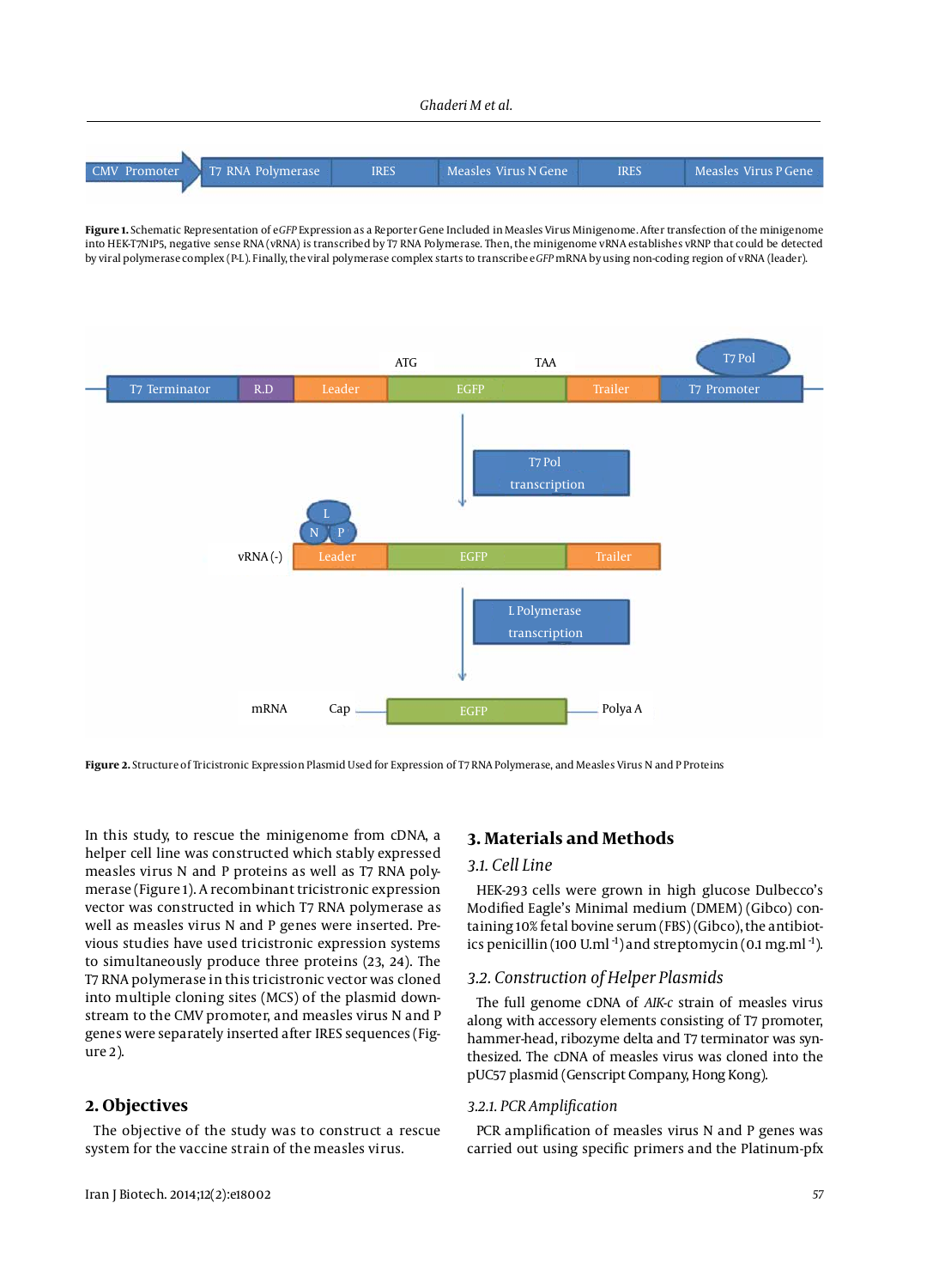**Figure 1.** Schematic Representation of e*GFP* Expression as a Reporter Gene Included in Measles Virus Minigenome. After transfection of the minigenome into HEK-T7N1P5, negative sense RNA (vRNA) is transcribed by T7 RNA Polymerase. Then, the minigenome vRNA establishes vRNP that could be detected by viral polymerase complex (P-L). Finally, the viral polymerase complex starts to transcribe e*GFP* mRNA by using non-coding region of vRNA (leader).

**Figure 2.** Structure of Tricistronic Expression Plasmid Used for Expression of T7 RNA Polymerase, and Measles Virus N and P Proteins

In this study, to rescue the minigenome from cDNA, a helper cell line was constructed which stably expressed measles virus N and P proteins as well as T7 RNA polymerase (Figure 1). A recombinant tricistronic expression vector was constructed in which T7 RNA polymerase as well as measles virus N and P genes were inserted. Previous studies have used tricistronic expression systems to simultaneously produce three proteins (23, 24). The T7 RNA polymerase in this tricistronic vector was cloned into multiple cloning sites (MCS) of the plasmid downstream to the CMV promoter, and measles virus N and P genes were separately inserted after IRES sequences (Figure 2).

## 2. Objectives

The objective of the study was to construct a rescue system for the vaccine strain of the measles virus.

## 3. Materials and Methods

### 3.1. Cell Line

HEK-293 cells were grown in high glucose Dulbecco's Modified Eagle's Minimal medium (DMEM) (Gibco) containing 10% fetal bovine serum (FBS) (Gibco), the antibiotics penicillin (100 $U.ml^{-1}$) and streptomycin (0.1 $mg.ml^{-1}$).

### 3.2. Construction of Helper Plasmids

The full genome cDNA of *AIK-c* strain of measles virus along with accessory elements consisting of T7 promoter, hammer-head, ribozyme delta and T7 terminator was synthesized. The cDNA of measles virus was cloned into the pUC57 plasmid (Genscript Company, Hong Kong).

#### 3.2.1. PCR Amplification

PCR amplification of measles virus N and P genes was carried out using specific primers and the Platinum-pfx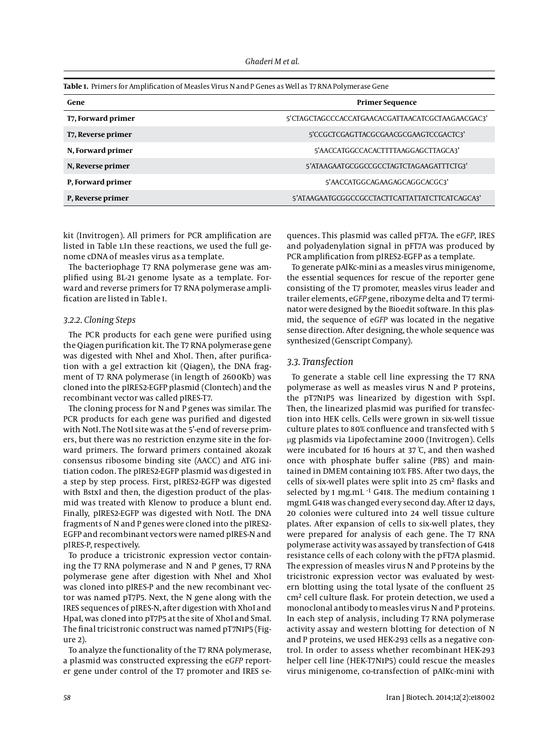**Table 1.** Primers for Amplification of Measles Virus N and P Genes as Well as T7 RNA Polymerase Gene

| Gene | Primer Sequence |
|---|---|
| **T7, Forward primer** | 5'CTAGCTAGCCCACCATGAACACGATTAACATCGCTAAGAACGAC3' |
| **T7, Reverse primer** | 5'CCGCTCGAGTTACGCGAACGCGAAGTCCGACTC3' |
| **N, Forward primer** | 5'AACCATGGCCACACTTTTAAGGAGCTTAGCA3' |
| **N, Reverse primer** | 5'ATAAGAATGCGGCCGCCTAGTCTAGAAGATTTCTG3' |
| **P, Forward primer** | 5'AACCATGGCAGAAGAGCAGGCACGC3' |
| **P, Reverse primer** | 5'ATAAGAATGCGGCCGCCTACTTCATTATTATCTTCATCAGCA3' |

kit (Invitrogen). All primers for PCR amplification are listed in Table 1.In these reactions, we used the full genome cDNA of measles virus as a template.

The bacteriophage T7 RNA polymerase gene was amplified using BL-21 genome lysate as a template. Forward and reverse primers for T7 RNA polymerase amplification are listed in Table 1.

### 3.2.2. Cloning Steps

The PCR products for each gene were purified using the Qiagen purification kit. The T7 RNA polymerase gene was digested with NheI and XhoI. Then, after purification with a gel extraction kit (Qiagen), the DNA fragment of T7 RNA polymerase (in length of 2600Kb) was cloned into the pIRES2-EGFP plasmid (Clontech) and the recombinant vector was called pIRES-T7.

The cloning process for N and P genes was similar. The PCR products for each gene was purified and digested with NotI. The NotI site was at the 5'-end of reverse primers, but there was no restriction enzyme site in the forward primers. The forward primers contained akozak consensus ribosome binding site (AACC) and ATG initiation codon. The pIRES2-EGFP plasmid was digested in a step by step process. First, pIRES2-EGFP was digested with BstxI and then, the digestion product of the plasmid was treated with Klenow to produce a blunt end. Finally, pIRES2-EGFP was digested with NotI. The DNA fragments of N and P genes were cloned into the pIRES2-EGFP and recombinant vectors were named pIRES-N and pIRES-P, respectively.

To produce a tricistronic expression vector containing the T7 RNA polymerase and N and P genes, T7 RNA polymerase gene after digestion with NheI and XhoI was cloned into pIRES-P and the new recombinant vector was named pT7P5. Next, the N gene along with the IRES sequences of pIRES-N, after digestion with XhoI and HpaI, was cloned into pT7P5 at the site of XhoI and SmaI. The final tricistronic construct was named pT7N1P5 (Figure 2).

To analyze the functionality of the T7 RNA polymerase, a plasmid was constructed expressing the e*GFP* reporter gene under control of the T7 promoter and IRES sequences. This plasmid was called pFT7A. The e*GFP*, IRES and polyadenylation signal in pFT7A was produced by PCR amplification from pIRES2-EGFP as a template.

To generate pAIKc-mini as a measles virus minigenome, the essential sequences for rescue of the reporter gene consisting of the T7 promoter, measles virus leader and trailer elements, e*GFP* gene, ribozyme delta and T7 terminator were designed by the Bioedit software. In this plasmid, the sequence of e*GFP* was located in the negative sense direction. After designing, the whole sequence was synthesized (Genscript Company).

## 3.3. Transfection

To generate a stable cell line expressing the T7 RNA polymerase as well as measles virus N and P proteins, the pT7N1P5 was linearized by digestion with SspI. Then, the linearized plasmid was purified for transfection into HEK cells. Cells were grown in six-well tissue culture plates to 80% confluence and transfected with 5 µg plasmids via Lipofectamine 2000 (Invitrogen). Cells were incubated for 16 hours at 37 ℃, and then washed once with phosphate buffer saline (PBS) and maintained in DMEM containing 10% FBS. After two days, the cells of six-well plates were split into 25 $cm^2$ flasks and selected by 1 $mg.mL^{-1}$ G418. The medium containing 1 mgmL G418 was changed every second day. After 12 days, 20 colonies were cultured into 24 well tissue culture plates. After expansion of cells to six-well plates, they were prepared for analysis of each gene. The T7 RNA polymerase activity was assayed by transfection of G418 resistance cells of each colony with the pFT7A plasmid. The expression of measles virus N and P proteins by the tricistronic expression vector was evaluated by western blotting using the total lysate of the confluent 25 $cm^2$ cell culture flask. For protein detection, we used a monoclonal antibody to measles virus N and P proteins. In each step of analysis, including T7 RNA polymerase activity assay and western blotting for detection of N and P proteins, we used HEK-293 cells as a negative control. In order to assess whether recombinant HEK-293 helper cell line (HEK-T7N1P5) could rescue the measles virus minigenome, co-transfection of pAIKc-mini with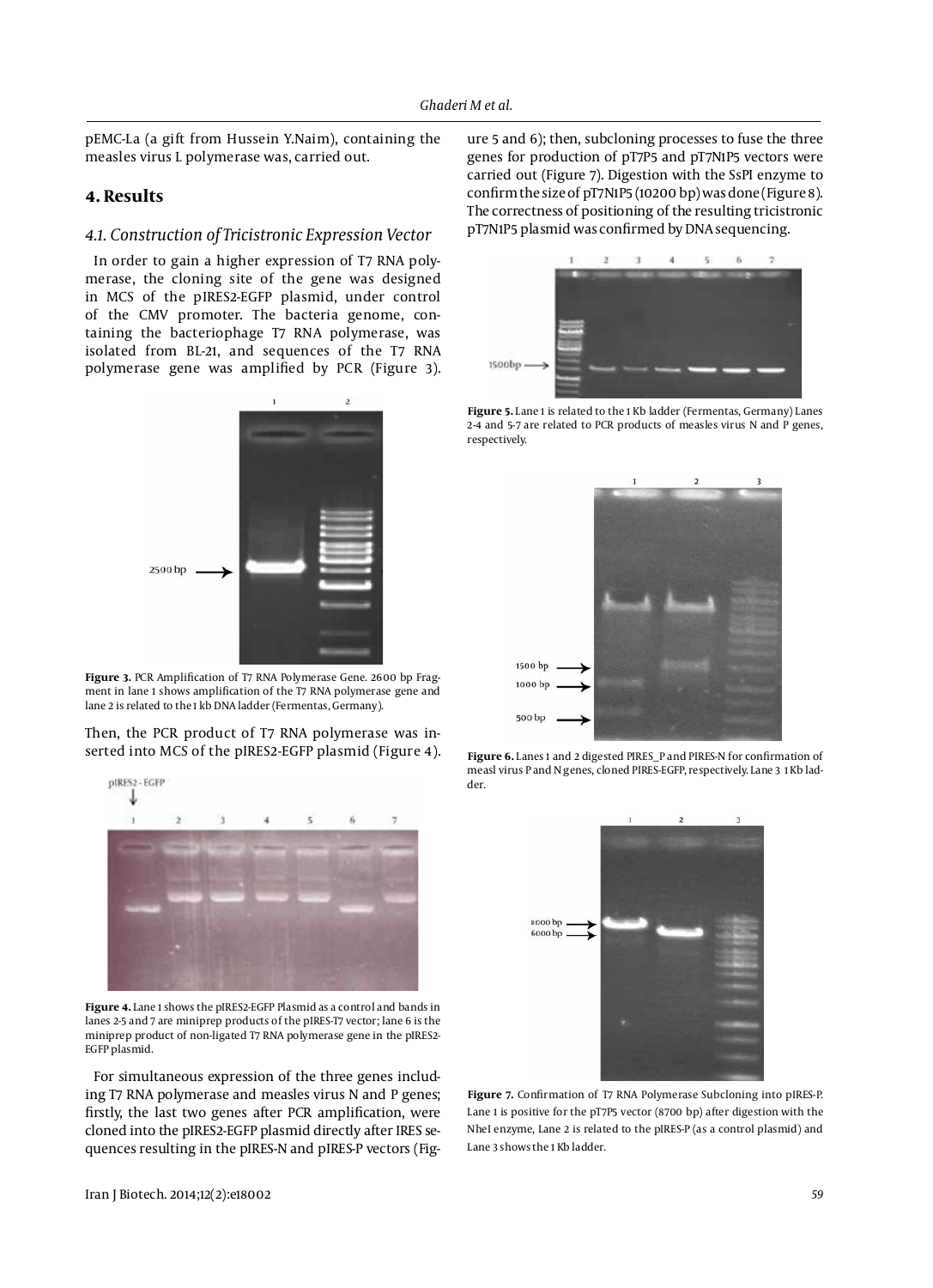pEMC-La (a gift from Hussein Y.Naim), containing the measles virus L polymerase was, carried out.

## 4. Results

### 4.1. Construction of Tricistronic Expression Vector

In order to gain a higher expression of T7 RNA polymerase, the cloning site of the gene was designed in MCS of the pIRES2-EGFP plasmid, under control of the CMV promoter. The bacteria genome, containing the bacteriophage T7 RNA polymerase, was isolated from BL-21, and sequences of the T7 RNA polymerase gene was amplified by PCR (Figure 3).

**Figure 3.** PCR Amplification of T7 RNA Polymerase Gene. 2600 bp Fragment in lane 1 shows amplification of the T7 RNA polymerase gene and lane 2 is related to the 1 kb DNA ladder (Fermentas, Germany).

Then, the PCR product of T7 RNA polymerase was inserted into MCS of the pIRES2-EGFP plasmid (Figure 4).

**Figure 4.** Lane 1 shows the pIRES2-EGFP Plasmid as a control and bands in lanes 2-5 and 7 are miniprep products of the pIRES-T7 vector; lane 6 is the miniprep product of non-ligated T7 RNA polymerase gene in the pIRES2-EGFP plasmid.

For simultaneous expression of the three genes including T7 RNA polymerase and measles virus N and P genes; firstly, the last two genes after PCR amplification, were cloned into the pIRES2-EGFP plasmid directly after IRES sequences resulting in the pIRES-N and pIRES-P vectors (Figure 5 and 6); then, subcloning processes to fuse the three genes for production of pT7P5 and pT7N1P5 vectors were carried out (Figure 7). Digestion with the SsPI enzyme to confirm the size of pT7N1P5 (10200 bp) was done (Figure 8). The correctness of positioning of the resulting tricistronic pT7N1P5 plasmid was confirmed by DNA sequencing.

**Figure 5.** Lane 1 is related to the 1 Kb ladder (Fermentas, Germany) Lanes 2-4 and 5-7 are related to PCR products of measles virus N and P genes, respectively.

**Figure 6.** Lanes 1 and 2 digested PIRES_P and PIRES-N for confirmation of measl virus P and N genes, cloned PIRES-EGFP, respectively. Lane 3 1 Kb ladder.

**Figure 7.** Confirmation of T7 RNA Polymerase Subcloning into pIRES-P. Lane 1 is positive for the pT7P5 vector (8700 bp) after digestion with the NheI enzyme, Lane 2 is related to the pIRES-P (as a control plasmid) and Lane 3 shows the 1 Kb ladder.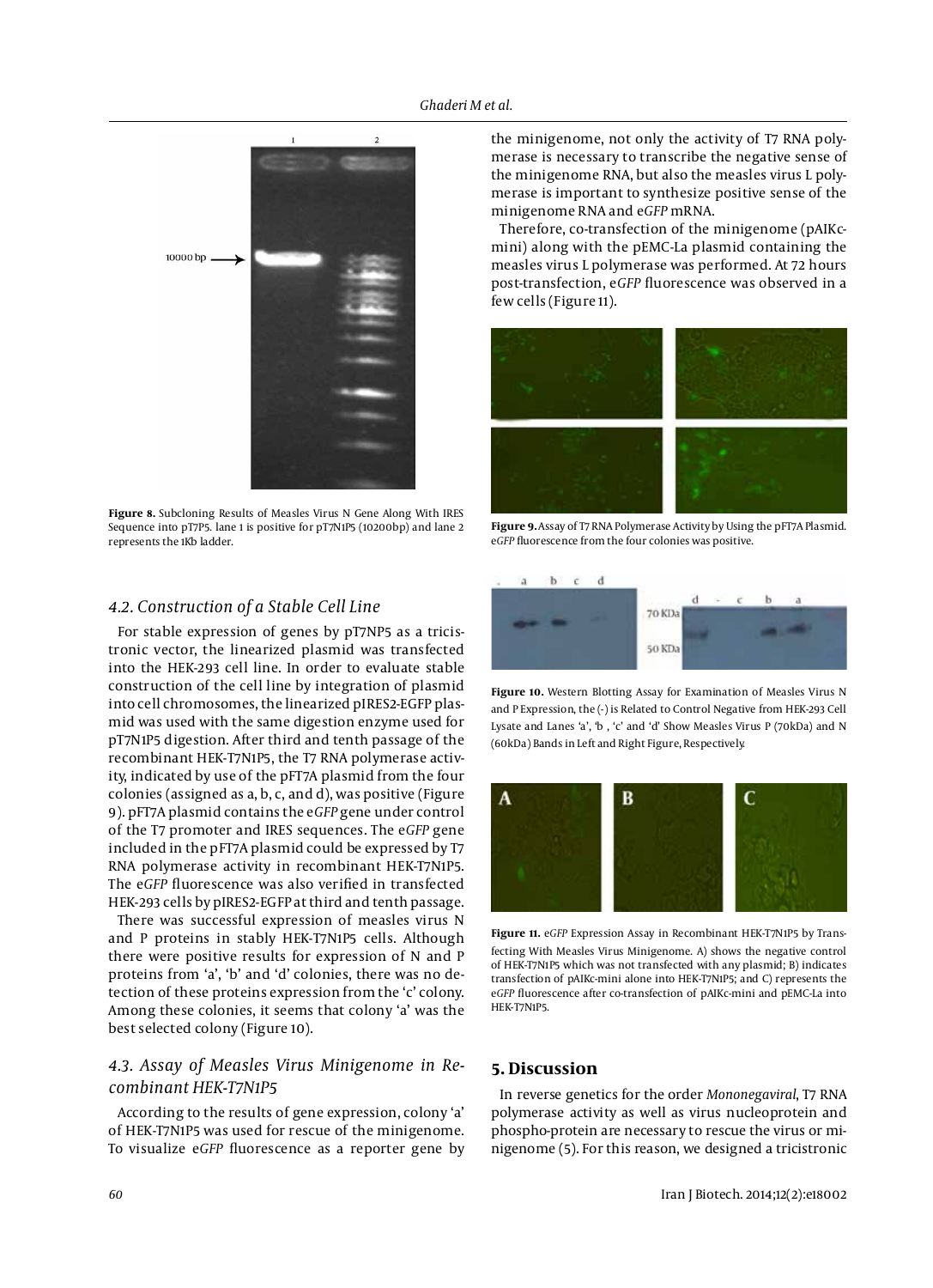Figure 8. Subcloning Results of Measles Virus N Gene Along With IRES Sequence into pT7P5. lane 1 is positive for pT7N1P5 (10200bp) and lane 2 represents the 1Kb ladder.

### 4.2. Construction of a Stable Cell Line

For stable expression of genes by pT7NP5 as a tricistronic vector, the linearized plasmid was transfected into the HEK-293 cell line. In order to evaluate stable construction of the cell line by integration of plasmid into cell chromosomes, the linearized pIRES2-EGFP plasmid was used with the same digestion enzyme used for pT7N1P5 digestion. After third and tenth passage of the recombinant HEK-T7N1P5, the T7 RNA polymerase activity, indicated by use of the pFT7A plasmid from the four colonies (assigned as a, b, c, and d), was positive (Figure 9). pFT7A plasmid contains the e*GFP* gene under control of the T7 promoter and IRES sequences. The e*GFP* gene included in the pFT7A plasmid could be expressed by T7 RNA polymerase activity in recombinant HEK-T7N1P5. The e*GFP* fluorescence was also verified in transfected HEK-293 cells by pIRES2-EGFP at third and tenth passage.

There was successful expression of measles virus N and P proteins in stably HEK-T7N1P5 cells. Although there were positive results for expression of N and P proteins from 'a', 'b' and 'd' colonies, there was no detection of these proteins expression from the 'c' colony. Among these colonies, it seems that colony 'a' was the best selected colony (Figure 10).

### 4.3. Assay of Measles Virus Minigenome in Recombinant HEK-T7N1P5

According to the results of gene expression, colony 'a' of HEK-T7N1P5 was used for rescue of the minigenome. To visualize e*GFP* fluorescence as a reporter gene by the minigenome, not only the activity of T7 RNA polymerase is necessary to transcribe the negative sense of the minigenome RNA, but also the measles virus L polymerase is important to synthesize positive sense of the minigenome RNA and e*GFP* mRNA.

Therefore, co-transfection of the minigenome (pAIKc-mini) along with the pEMC-La plasmid containing the measles virus L polymerase was performed. At 72 hours post-transfection, e*GFP* fluorescence was observed in a few cells (Figure 11).

Figure 9. Assay of T7 RNA Polymerase Activity by Using the pFT7A Plasmid. e*GFP* fluorescence from the four colonies was positive.

Figure 10. Western Blotting Assay for Examination of Measles Virus N and P Expression, the (-) is Related to Control Negative from HEK-293 Cell Lysate and Lanes 'a', 'b', 'c' and 'd' Show Measles Virus P (70kDa) and N (60kDa) Bands in Left and Right Figure, Respectively.

Figure 11. e*GFP* Expression Assay in Recombinant HEK-T7N1P5 by Transfecting With Measles Virus Minigenome. A) shows the negative control of HEK-T7N1P5 which was not transfected with any plasmid; B) indicates transfection of pAIKc-mini alone into HEK-T7N1P5; and C) represents the e*GFP* fluorescence after co-transfection of pAIKc-mini and pEMC-La into HEK-T7N1P5.

## 5. Discussion

In reverse genetics for the order *Mononegaviral*, T7 RNA polymerase activity as well as virus nucleoprotein and phospho-protein are necessary to rescue the virus or minigenome (5). For this reason, we designed a tricistronic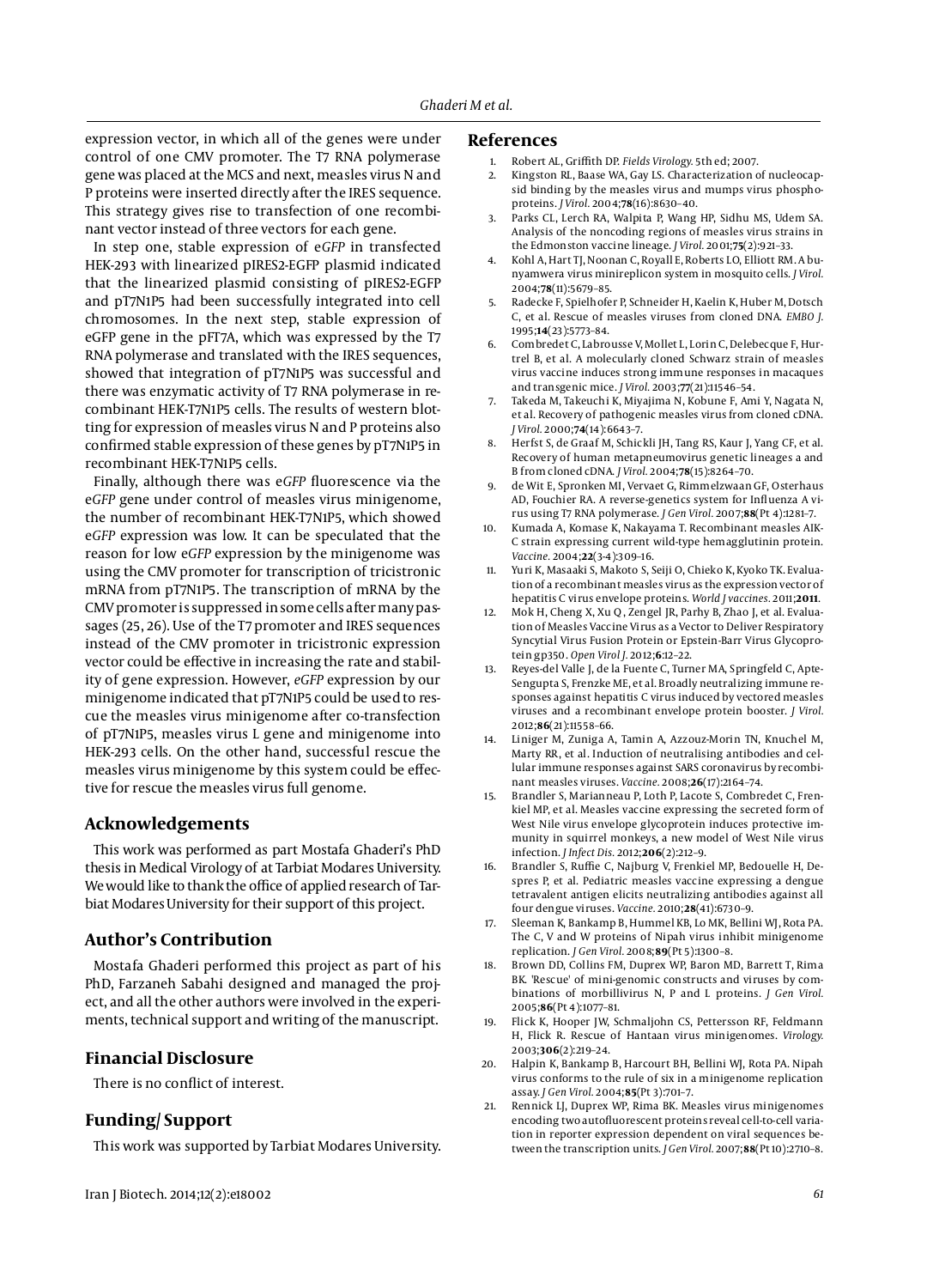expression vector, in which all of the genes were under control of one CMV promoter. The T7 RNA polymerase gene was placed at the MCS and next, measles virus N and P proteins were inserted directly after the IRES sequence. This strategy gives rise to transfection of one recombinant vector instead of three vectors for each gene.

In step one, stable expression of e*GFP* in transfected HEK-293 with linearized pIRES2-EGFP plasmid indicated that the linearized plasmid consisting of pIRES2-EGFP and pT7N1P5 had been successfully integrated into cell chromosomes. In the next step, stable expression of eGFP gene in the pFT7A, which was expressed by the T7 RNA polymerase and translated with the IRES sequences, showed that integration of pT7N1P5 was successful and there was enzymatic activity of T7 RNA polymerase in recombinant HEK-T7N1P5 cells. The results of western blotting for expression of measles virus N and P proteins also confirmed stable expression of these genes by pT7N1P5 in recombinant HEK-T7N1P5 cells.

Finally, although there was e*GFP* fluorescence via the e*GFP* gene under control of measles virus minigenome, the number of recombinant HEK-T7N1P5, which showed e*GFP* expression was low. It can be speculated that the reason for low e*GFP* expression by the minigenome was using the CMV promoter for transcription of tricistronic mRNA from pT7N1P5. The transcription of mRNA by the CMV promoter is suppressed in some cells after many passages (25, 26). Use of the T7 promoter and IRES sequences instead of the CMV promoter in tricistronic expression vector could be effective in increasing the rate and stability of gene expression. However, *eGFP* expression by our minigenome indicated that pT7N1P5 could be used to rescue the measles virus minigenome after co-transfection of pT7N1P5, measles virus L gene and minigenome into HEK-293 cells. On the other hand, successful rescue the measles virus minigenome by this system could be effective for rescue the measles virus full genome.

## Acknowledgements

This work was performed as part Mostafa Ghaderi's PhD thesis in Medical Virology of at Tarbiat Modares University. We would like to thank the office of applied research of Tarbiat Modares University for their support of this project.

## Author's Contribution

Mostafa Ghaderi performed this project as part of his PhD, Farzaneh Sabahi designed and managed the project, and all the other authors were involved in the experiments, technical support and writing of the manuscript.

## Financial Disclosure

There is no conflict of interest.

## Funding/Support

This work was supported by Tarbiat Modares University.

## References

1. Robert AL, Griffith DP. *Fields Virology*. 5th ed; 2007.
2. Kingston RL, Baase WA, Gay LS. Characterization of nucleocapsid binding by the measles virus and mumps virus phosphoproteins. *J Virol*. 2004;**78**(16):8630–40.
3. Parks CL, Lerch RA, Walpita P, Wang HP, Sidhu MS, Udem SA. Analysis of the noncoding regions of measles virus strains in the Edmonston vaccine lineage. *J Virol*. 2001;**75**(2):921–33.
4. Kohl A, Hart TJ, Noonan C, Royall E, Roberts LO, Elliott RM. A bunyamwera virus minireplicon system in mosquito cells. *J Virol*. 2004;**78**(11):5679–85.
5. Radecke F, Spielhofer P, Schneider H, Kaelin K, Huber M, Dotsch C, et al. Rescue of measles viruses from cloned DNA. *EMBO J*. 1995;**14**(23):5773–84.
6. Combredet C, Labrousse V, Mollet L, Lorin C, Delebecque F, Hurtrel B, et al. A molecularly cloned Schwarz strain of measles virus vaccine induces strong immune responses in macaques and transgenic mice. *J Virol*. 2003;**77**(21):11546–54.
7. Takeda M, Takeuchi K, Miyajima N, Kobune F, Ami Y, Nagata N, et al. Recovery of pathogenic measles virus from cloned cDNA. *J Virol*. 2000;**74**(14):6643–7.
8. Herfst S, de Graaf M, Schickli JH, Tang RS, Kaur J, Yang CF, et al. Recovery of human metapneumovirus genetic lineages a and B from cloned cDNA. *J Virol*. 2004;**78**(15):8264–70.
9. de Wit E, Spronken MI, Vervaet G, Rimmelzwaan GF, Osterhaus AD, Fouchier RA. A reverse-genetics system for Influenza A virus using T7 RNA polymerase. *J Gen Virol*. 2007;**88**(Pt 4):1281–7.
10. Kumada A, Komase K, Nakayama T. Recombinant measles AIK-C strain expressing current wild-type hemagglutinin protein. *Vaccine*. 2004;**22**(3-4):309–16.
11. Yuri K, Masaaki S, Makoto S, Seiji O, Chieko K, Kyoko TK. Evaluation of a recombinant measles virus as the expression vector of hepatitis C virus envelope proteins. *World J vaccines*. 2011;**2011**.
12. Mok H, Cheng X, Xu Q, Zengel JR, Parhy B, Zhao J, et al. Evaluation of Measles Vaccine Virus as a Vector to Deliver Respiratory Syncytial Virus Fusion Protein or Epstein-Barr Virus Glycoprotein gp350. *Open Virol J*. 2012;**6**:12–22.
13. Reyes-del Valle J, de la Fuente C, Turner MA, Springfeld C, Apte-Sengupta S, Frenzke ME, et al. Broadly neutralizing immune responses against hepatitis C virus induced by vectored measles viruses and a recombinant envelope protein booster. *J Virol*. 2012;**86**(21):11558–66.
14. Liniger M, Zuniga A, Tamin A, Azzouz-Morin TN, Knuchel M, Marty RR, et al. Induction of neutralising antibodies and cellular immune responses against SARS coronavirus by recombinant measles viruses. *Vaccine*. 2008;**26**(17):2164–74.
15. Brandler S, Marianneau P, Loth P, Lacote S, Combredet C, Frenkiel MP, et al. Measles vaccine expressing the secreted form of West Nile virus envelope glycoprotein induces protective immunity in squirrel monkeys, a new model of West Nile virus infection. *J Infect Dis*. 2012;**206**(2):212–9.
16. Brandler S, Ruffie C, Najburg V, Frenkiel MP, Bedouelle H, Despres P, et al. Pediatric measles vaccine expressing a dengue tetravalent antigen elicits neutralizing antibodies against all four dengue viruses. *Vaccine*. 2010;**28**(41):6730–9.
17. Sleeman K, Bankamp B, Hummel KB, Lo MK, Bellini WJ, Rota PA. The C, V and W proteins of Nipah virus inhibit minigenome replication. *J Gen Virol*. 2008;**89**(Pt 5):1300–8.
18. Brown DD, Collins FM, Duprex WP, Baron MD, Barrett T, Rima BK. 'Rescue' of mini-genomic constructs and viruses by combinations of morbillivirus N, P and L proteins. *J Gen Virol*. 2005;**86**(Pt 4):1077–81.
19. Flick K, Hooper JW, Schmaljohn CS, Pettersson RF, Feldmann H, Flick R. Rescue of Hantaan virus minigenomes. *Virology*. 2003;**306**(2):219–24.
20. Halpin K, Bankamp B, Harcourt BH, Bellini WJ, Rota PA. Nipah virus conforms to the rule of six in a minigenome replication assay. *J Gen Virol*. 2004;**85**(Pt 3):701–7.
21. Rennick LJ, Duprex WP, Rima BK. Measles virus minigenomes encoding two autofluorescent proteins reveal cell-to-cell variation in reporter expression dependent on viral sequences between the transcription units. *J Gen Virol*. 2007;**88**(Pt 10):2710–8.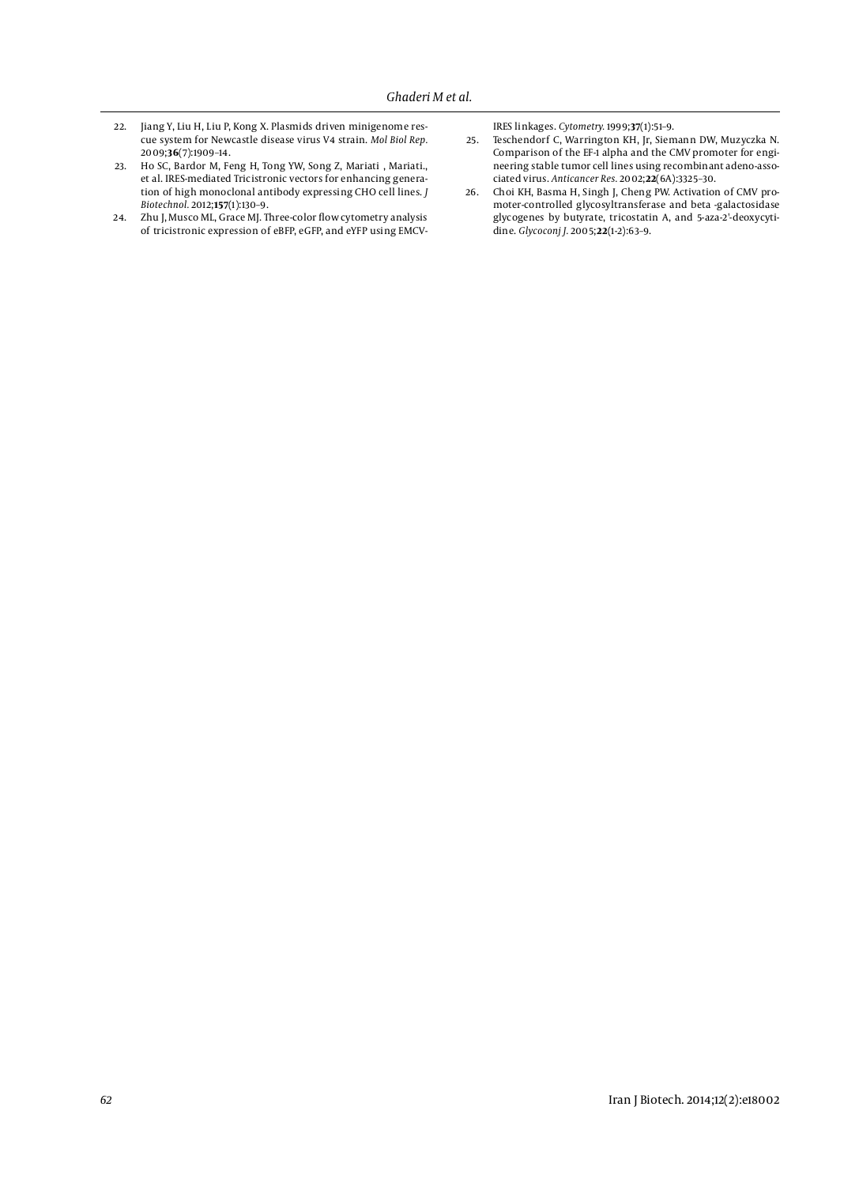22. Jiang Y, Liu H, Liu P, Kong X. Plasmids driven minigenome rescue system for Newcastle disease virus V4 strain. *Mol Biol Rep.* 2009;**36**(7):1909–14.
23. Ho SC, Bardor M, Feng H, Tong YW, Song Z, Mariati , Mariati., et al. IRES-mediated Tricistronic vectors for enhancing generation of high monoclonal antibody expressing CHO cell lines. *J Biotechnol.* 2012;**157**(1):130–9.
24. Zhu J, Musco ML, Grace MJ. Three-color flow cytometry analysis of tricistronic expression of eBFP, eGFP, and eYFP using EMCV-IRES linkages. *Cytometry.* 1999;**37**(1):51–9.
25. Teschendorf C, Warrington KH, Jr, Siemann DW, Muzyczka N. Comparison of the EF-1 alpha and the CMV promoter for engineering stable tumor cell lines using recombinant adeno-associated virus. *Anticancer Res.* 2002;**22**(6A):3325–30.
26. Choi KH, Basma H, Singh J, Cheng PW. Activation of CMV promoter-controlled glycosyltransferase and beta -galactosidase glycogenes by butyrate, tricostatin A, and 5-aza-2'-deoxycytidine. *Glycoconj J.* 2005;**22**(1-2):63–9.